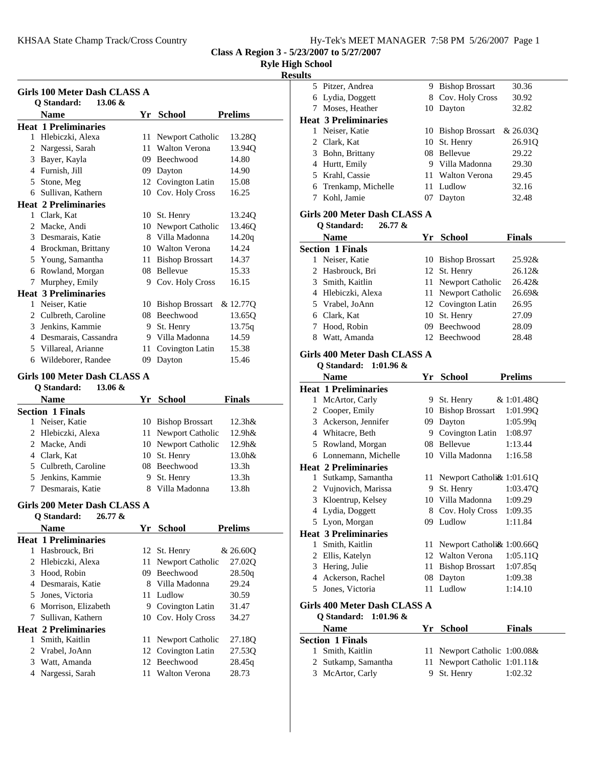KHSAA State Champ Track/Cross Country

Class A Region 3 - 5/23/2007 to 5/27/2007

Ryle High School

Results

## Girls 100 Meter Dash CLASS A

Q Standard: 13.06 &

| | Name | Yr | School | Prelims |
|---|---|---|---|---|
| **Heat 1 Preliminaries** | | | | |
| 1 | Hlebiczki, Alexa | 11 | Newport Catholic | 13.28Q |
| 2 | Nargessi, Sarah | 11 | Walton Verona | 13.94Q |
| 3 | Bayer, Kayla | 09 | Beechwood | 14.80 |
| 4 | Furnish, Jill | 09 | Dayton | 14.90 |
| 5 | Stone, Meg | 12 | Covington Latin | 15.08 |
| 6 | Sullivan, Kathern | 10 | Cov. Holy Cross | 16.25 |
| **Heat 2 Preliminaries** | | | | |
| 1 | Clark, Kat | 10 | St. Henry | 13.24Q |
| 2 | Macke, Andi | 10 | Newport Catholic | 13.46Q |
| 3 | Desmarais, Katie | 8 | Villa Madonna | 14.20q |
| 4 | Brockman, Brittany | 10 | Walton Verona | 14.24 |
| 5 | Young, Samantha | 11 | Bishop Brossart | 14.37 |
| 6 | Rowland, Morgan | 08 | Bellevue | 15.33 |
| 7 | Murphey, Emily | 9 | Cov. Holy Cross | 16.15 |
| **Heat 3 Preliminaries** | | | | |
| 1 | Neiser, Katie | 10 | Bishop Brossart | & 12.77Q |
| 2 | Culbreth, Caroline | 08 | Beechwood | 13.65Q |
| 3 | Jenkins, Kammie | 9 | St. Henry | 13.75q |
| 4 | Desmarais, Cassandra | 9 | Villa Madonna | 14.59 |
| 5 | Villareal, Arianne | 11 | Covington Latin | 15.38 |
| 6 | Wildeborer, Randee | 09 | Dayton | 15.46 |

## Girls 100 Meter Dash CLASS A

Q Standard: 13.06 &

| | Name | Yr | School | Finals |
|---|---|---|---|---|
| **Section 1 Finals** | | | | |
| 1 | Neiser, Katie | 10 | Bishop Brossart | 12.3h& |
| 2 | Hlebiczki, Alexa | 11 | Newport Catholic | 12.9h& |
| 2 | Macke, Andi | 10 | Newport Catholic | 12.9h& |
| 4 | Clark, Kat | 10 | St. Henry | 13.0h& |
| 5 | Culbreth, Caroline | 08 | Beechwood | 13.3h |
| 5 | Jenkins, Kammie | 9 | St. Henry | 13.3h |
| 7 | Desmarais, Katie | 8 | Villa Madonna | 13.8h |

## Girls 200 Meter Dash CLASS A

Q Standard: 26.77 &

| | Name | Yr | School | Prelims |
|---|---|---|---|---|
| **Heat 1 Preliminaries** | | | | |
| 1 | Hasbrouck, Bri | 12 | St. Henry | & 26.60Q |
| 2 | Hlebiczki, Alexa | 11 | Newport Catholic | 27.02Q |
| 3 | Hood, Robin | 09 | Beechwood | 28.50q |
| 4 | Desmarais, Katie | 8 | Villa Madonna | 29.24 |
| 5 | Jones, Victoria | 11 | Ludlow | 30.59 |
| 6 | Morrison, Elizabeth | 9 | Covington Latin | 31.47 |
| 7 | Sullivan, Kathern | 10 | Cov. Holy Cross | 34.27 |
| **Heat 2 Preliminaries** | | | | |
| 1 | Smith, Kaitlin | 11 | Newport Catholic | 27.18Q |
| 2 | Vrabel, JoAnn | 12 | Covington Latin | 27.53Q |
| 3 | Watt, Amanda | 12 | Beechwood | 28.45q |
| 4 | Nargessi, Sarah | 11 | Walton Verona | 28.73 |
| 5 | Pitzer, Andrea | 9 | Bishop Brossart | 30.36 |
| 6 | Lydia, Doggett | 8 | Cov. Holy Cross | 30.92 |
| 7 | Moses, Heather | 10 | Dayton | 32.82 |
| **Heat 3 Preliminaries** | | | | |
| 1 | Neiser, Katie | 10 | Bishop Brossart | & 26.03Q |
| 2 | Clark, Kat | 10 | St. Henry | 26.91Q |
| 3 | Bohn, Brittany | 08 | Bellevue | 29.22 |
| 4 | Hurtt, Emily | 9 | Villa Madonna | 29.30 |
| 5 | Krahl, Cassie | 11 | Walton Verona | 29.45 |
| 6 | Trenkamp, Michelle | 11 | Ludlow | 32.16 |
| 7 | Kohl, Jamie | 07 | Dayton | 32.48 |

## Girls 200 Meter Dash CLASS A

Q Standard: 26.77 &

| | Name | Yr | School | Finals |
|---|---|---|---|---|
| **Section 1 Finals** | | | | |
| 1 | Neiser, Katie | 10 | Bishop Brossart | 25.92& |
| 2 | Hasbrouck, Bri | 12 | St. Henry | 26.12& |
| 3 | Smith, Kaitlin | 11 | Newport Catholic | 26.42& |
| 4 | Hlebiczki, Alexa | 11 | Newport Catholic | 26.69& |
| 5 | Vrabel, JoAnn | 12 | Covington Latin | 26.95 |
| 6 | Clark, Kat | 10 | St. Henry | 27.09 |
| 7 | Hood, Robin | 09 | Beechwood | 28.09 |
| 8 | Watt, Amanda | 12 | Beechwood | 28.48 |

## Girls 400 Meter Dash CLASS A

Q Standard: 1:01.96 &

| | Name | Yr | School | Prelims |
|---|---|---|---|---|
| **Heat 1 Preliminaries** | | | | |
| 1 | McArtor, Carly | 9 | St. Henry | & 1:01.48Q |
| 2 | Cooper, Emily | 10 | Bishop Brossart | 1:01.99Q |
| 3 | Ackerson, Jennifer | 09 | Dayton | 1:05.99q |
| 4 | Whitacre, Beth | 9 | Covington Latin | 1:08.97 |
| 5 | Rowland, Morgan | 08 | Bellevue | 1:13.44 |
| 6 | Lonnemann, Michelle | 10 | Villa Madonna | 1:16.58 |
| **Heat 2 Preliminaries** | | | | |
| 1 | Sutkamp, Samantha | 11 | Newport Catholic | & 1:01.61Q |
| 2 | Vujnovich, Marissa | 9 | St. Henry | 1:03.47Q |
| 3 | Kloentrup, Kelsey | 10 | Villa Madonna | 1:09.29 |
| 4 | Lydia, Doggett | 8 | Cov. Holy Cross | 1:09.35 |
| 5 | Lyon, Morgan | 09 | Ludlow | 1:11.84 |
| **Heat 3 Preliminaries** | | | | |
| 1 | Smith, Kaitlin | 11 | Newport Catholic | & 1:00.66Q |
| 2 | Ellis, Katelyn | 12 | Walton Verona | 1:05.11Q |
| 3 | Hering, Julie | 11 | Bishop Brossart | 1:07.85q |
| 4 | Ackerson, Rachel | 08 | Dayton | 1:09.38 |
| 5 | Jones, Victoria | 11 | Ludlow | 1:14.10 |

## Girls 400 Meter Dash CLASS A

Q Standard: 1:01.96 &

| | Name | Yr | School | Finals |
|---|---|---|---|---|
| **Section 1 Finals** | | | | |
| 1 | Smith, Kaitlin | 11 | Newport Catholic | 1:00.08& |
| 2 | Sutkamp, Samantha | 11 | Newport Catholic | 1:01.11& |
| 3 | McArtor, Carly | 9 | St. Henry | 1:02.32 |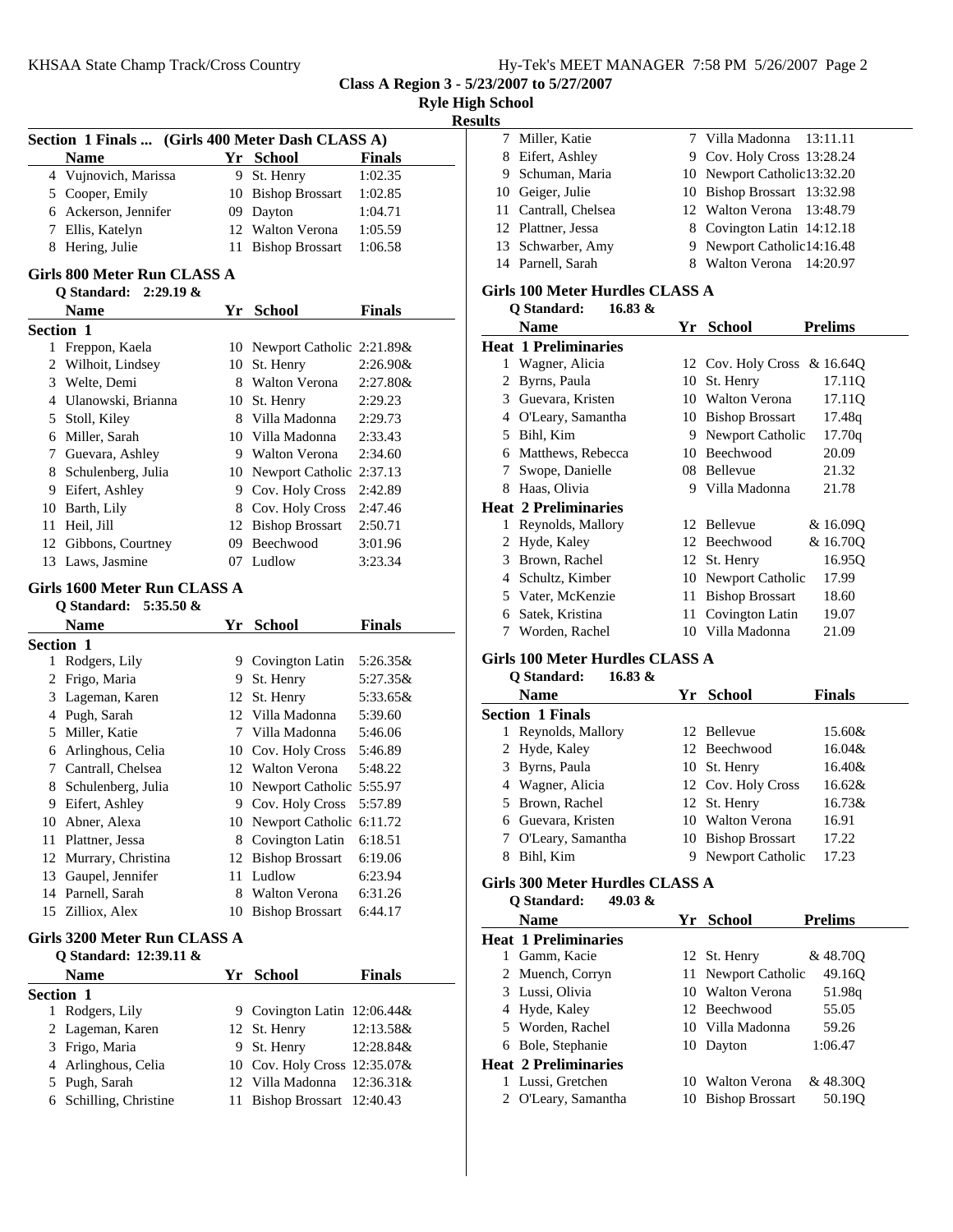**Class A Region 3 - 5/23/2007 to 5/27/2007**

**Ryle High School**

**Results**

### Section 1 Finals ... (Girls 400 Meter Dash CLASS A)

| | Name | Yr | School | Finals |
|---|---|---|---|---|
| 4 | Vujnovich, Marissa | 9 | St. Henry | 1:02.35 |
| 5 | Cooper, Emily | 10 | Bishop Brossart | 1:02.85 |
| 6 | Ackerson, Jennifer | 09 | Dayton | 1:04.71 |
| 7 | Ellis, Katelyn | 12 | Walton Verona | 1:05.59 |
| 8 | Hering, Julie | 11 | Bishop Brossart | 1:06.58 |

### Girls 800 Meter Run CLASS A

Q Standard: 2:29.19 &

| | Name | Yr | School | Finals |
|---|---|---|---|---|
| **Section 1** | | | | |
| 1 | Freppon, Kaela | 10 | Newport Catholic | 2:21.89& |
| 2 | Wilhoit, Lindsey | 10 | St. Henry | 2:26.90& |
| 3 | Welte, Demi | 8 | Walton Verona | 2:27.80& |
| 4 | Ulanowski, Brianna | 10 | St. Henry | 2:29.23 |
| 5 | Stoll, Kiley | 8 | Villa Madonna | 2:29.73 |
| 6 | Miller, Sarah | 10 | Villa Madonna | 2:33.43 |
| 7 | Guevara, Ashley | 9 | Walton Verona | 2:34.60 |
| 8 | Schulenberg, Julia | 10 | Newport Catholic | 2:37.13 |
| 9 | Eifert, Ashley | 9 | Cov. Holy Cross | 2:42.89 |
| 10 | Barth, Lily | 8 | Cov. Holy Cross | 2:47.46 |
| 11 | Heil, Jill | 12 | Bishop Brossart | 2:50.71 |
| 12 | Gibbons, Courtney | 09 | Beechwood | 3:01.96 |
| 13 | Laws, Jasmine | 07 | Ludlow | 3:23.34 |

### Girls 1600 Meter Run CLASS A

Q Standard: 5:35.50 &

| | Name | Yr | School | Finals |
|---|---|---|---|---|
| **Section 1** | | | | |
| 1 | Rodgers, Lily | 9 | Covington Latin | 5:26.35& |
| 2 | Frigo, Maria | 9 | St. Henry | 5:27.35& |
| 3 | Lageman, Karen | 12 | St. Henry | 5:33.65& |
| 4 | Pugh, Sarah | 12 | Villa Madonna | 5:39.60 |
| 5 | Miller, Katie | 7 | Villa Madonna | 5:46.06 |
| 6 | Arlinghous, Celia | 10 | Cov. Holy Cross | 5:46.89 |
| 7 | Cantrall, Chelsea | 12 | Walton Verona | 5:48.22 |
| 8 | Schulenberg, Julia | 10 | Newport Catholic | 5:55.97 |
| 9 | Eifert, Ashley | 9 | Cov. Holy Cross | 5:57.89 |
| 10 | Abner, Alexa | 10 | Newport Catholic | 6:11.72 |
| 11 | Plattner, Jessa | 8 | Covington Latin | 6:18.51 |
| 12 | Murrary, Christina | 12 | Bishop Brossart | 6:19.06 |
| 13 | Gaupel, Jennifer | 11 | Ludlow | 6:23.94 |
| 14 | Parnell, Sarah | 8 | Walton Verona | 6:31.26 |
| 15 | Zilliox, Alex | 10 | Bishop Brossart | 6:44.17 |

### Girls 3200 Meter Run CLASS A

Q Standard: 12:39.11 &

| | Name | Yr | School | Finals |
|---|---|---|---|---|
| **Section 1** | | | | |
| 1 | Rodgers, Lily | 9 | Covington Latin | 12:06.44& |
| 2 | Lageman, Karen | 12 | St. Henry | 12:13.58& |
| 3 | Frigo, Maria | 9 | St. Henry | 12:28.84& |
| 4 | Arlinghous, Celia | 10 | Cov. Holy Cross | 12:35.07& |
| 5 | Pugh, Sarah | 12 | Villa Madonna | 12:36.31& |
| 6 | Schilling, Christine | 11 | Bishop Brossart | 12:40.43 |
| 7 | Miller, Katie | 7 | Villa Madonna | 13:11.11 |
| 8 | Eifert, Ashley | 9 | Cov. Holy Cross | 13:28.24 |
| 9 | Schuman, Maria | 10 | Newport Catholic | 13:32.20 |
| 10 | Geiger, Julie | 10 | Bishop Brossart | 13:32.98 |
| 11 | Cantrall, Chelsea | 12 | Walton Verona | 13:48.79 |
| 12 | Plattner, Jessa | 8 | Covington Latin | 14:12.18 |
| 13 | Schwarber, Amy | 9 | Newport Catholic | 14:16.48 |
| 14 | Parnell, Sarah | 8 | Walton Verona | 14:20.97 |

### Girls 100 Meter Hurdles CLASS A

Q Standard: 16.83 &

| | Name | Yr | School | Prelims |
|---|---|---|---|---|
| **Heat 1 Preliminaries** | | | | |
| 1 | Wagner, Alicia | 12 | Cov. Holy Cross | & 16.64Q |
| 2 | Byrns, Paula | 10 | St. Henry | 17.11Q |
| 3 | Guevara, Kristen | 10 | Walton Verona | 17.11Q |
| 4 | O'Leary, Samantha | 10 | Bishop Brossart | 17.48q |
| 5 | Bihl, Kim | 9 | Newport Catholic | 17.70q |
| 6 | Matthews, Rebecca | 10 | Beechwood | 20.09 |
| 7 | Swope, Danielle | 08 | Bellevue | 21.32 |
| 8 | Haas, Olivia | 9 | Villa Madonna | 21.78 |
| **Heat 2 Preliminaries** | | | | |
| 1 | Reynolds, Mallory | 12 | Bellevue | & 16.09Q |
| 2 | Hyde, Kaley | 12 | Beechwood | & 16.70Q |
| 3 | Brown, Rachel | 12 | St. Henry | 16.95Q |
| 4 | Schultz, Kimber | 10 | Newport Catholic | 17.99 |
| 5 | Vater, McKenzie | 11 | Bishop Brossart | 18.60 |
| 6 | Satek, Kristina | 11 | Covington Latin | 19.07 |
| 7 | Worden, Rachel | 10 | Villa Madonna | 21.09 |

### Girls 100 Meter Hurdles CLASS A

Q Standard: 16.83 &

| | Name | Yr | School | Finals |
|---|---|---|---|---|
| **Section 1 Finals** | | | | |
| 1 | Reynolds, Mallory | 12 | Bellevue | 15.60& |
| 2 | Hyde, Kaley | 12 | Beechwood | 16.04& |
| 3 | Byrns, Paula | 10 | St. Henry | 16.40& |
| 4 | Wagner, Alicia | 12 | Cov. Holy Cross | 16.62& |
| 5 | Brown, Rachel | 12 | St. Henry | 16.73& |
| 6 | Guevara, Kristen | 10 | Walton Verona | 16.91 |
| 7 | O'Leary, Samantha | 10 | Bishop Brossart | 17.22 |
| 8 | Bihl, Kim | 9 | Newport Catholic | 17.23 |

### Girls 300 Meter Hurdles CLASS A

Q Standard: 49.03 &

| | Name | Yr | School | Prelims |
|---|---|---|---|---|
| **Heat 1 Preliminaries** | | | | |
| 1 | Gamm, Kacie | 12 | St. Henry | & 48.70Q |
| 2 | Muench, Corryn | 11 | Newport Catholic | 49.16Q |
| 3 | Lussi, Olivia | 10 | Walton Verona | 51.98q |
| 4 | Hyde, Kaley | 12 | Beechwood | 55.05 |
| 5 | Worden, Rachel | 10 | Villa Madonna | 59.26 |
| 6 | Bole, Stephanie | 10 | Dayton | 1:06.47 |
| **Heat 2 Preliminaries** | | | | |
| 1 | Lussi, Gretchen | 10 | Walton Verona | & 48.30Q |
| 2 | O'Leary, Samantha | 10 | Bishop Brossart | 50.19Q |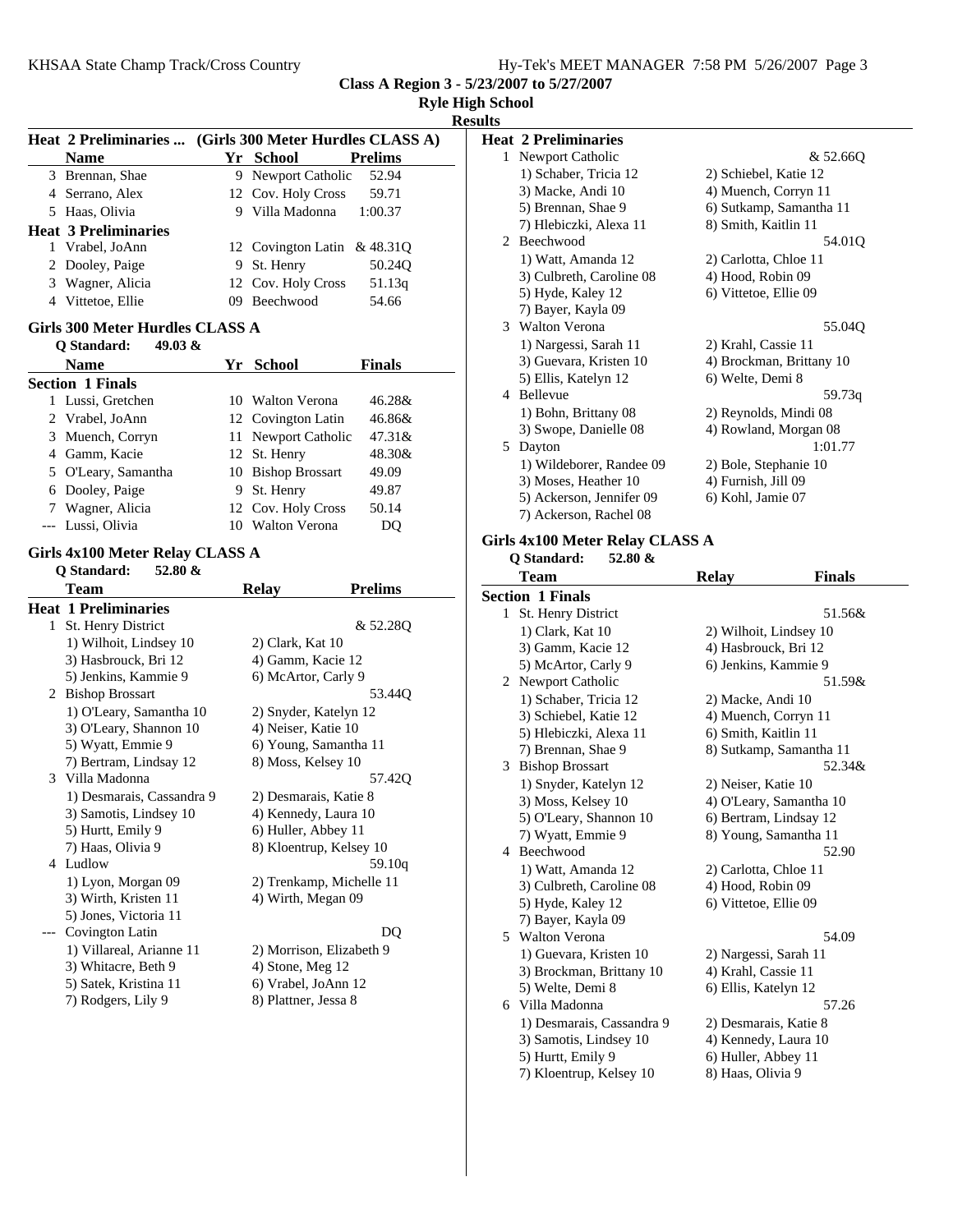## Heat 2 Preliminaries ... (Girls 300 Meter Hurdles CLASS A)

| | Name | Yr | School | Prelims |
|---|---|---|---|---|
| 3 | Brennan, Shae | 9 | Newport Catholic | 52.94 |
| 4 | Serrano, Alex | 12 | Cov. Holy Cross | 59.71 |
| 5 | Haas, Olivia | 9 | Villa Madonna | 1:00.37 |

**Heat 3 Preliminaries**

| | Name | Yr | School | Prelims |
|---|---|---|---|---|
| 1 | Vrabel, JoAnn | 12 | Covington Latin | & 48.31Q |
| 2 | Dooley, Paige | 9 | St. Henry | 50.24Q |
| 3 | Wagner, Alicia | 12 | Cov. Holy Cross | 51.13q |
| 4 | Vittetoe, Ellie | 09 | Beechwood | 54.66 |

## Girls 300 Meter Hurdles CLASS A

**Q Standard: 49.03 &**

**Section 1 Finals**

| | Name | Yr | School | Finals |
|---|---|---|---|---|
| 1 | Lussi, Gretchen | 10 | Walton Verona | 46.28& |
| 2 | Vrabel, JoAnn | 12 | Covington Latin | 46.86& |
| 3 | Muench, Corryn | 11 | Newport Catholic | 47.31& |
| 4 | Gamm, Kacie | 12 | St. Henry | 48.30& |
| 5 | O'Leary, Samantha | 10 | Bishop Brossart | 49.09 |
| 6 | Dooley, Paige | 9 | St. Henry | 49.87 |
| 7 | Wagner, Alicia | 12 | Cov. Holy Cross | 50.14 |
| --- | Lussi, Olivia | 10 | Walton Verona | DQ |

## Girls 4x100 Meter Relay CLASS A

**Q Standard: 52.80 &**

**Heat 1 Preliminaries**

| | Team | Relay | Prelims |
|---|---|---|---|
| 1 | St. Henry District | | & 52.28Q |
| | 1) Wilhoit, Lindsey 10 | 2) Clark, Kat 10 | |
| | 3) Hasbrouck, Bri 12 | 4) Gamm, Kacie 12 | |
| | 5) Jenkins, Kammie 9 | 6) McArtor, Carly 9 | |
| 2 | Bishop Brossart | | 53.44Q |
| | 1) O'Leary, Samantha 10 | 2) Snyder, Katelyn 12 | |
| | 3) O'Leary, Shannon 10 | 4) Neiser, Katie 10 | |
| | 5) Wyatt, Emmie 9 | 6) Young, Samantha 11 | |
| | 7) Bertram, Lindsay 12 | 8) Moss, Kelsey 10 | |
| 3 | Villa Madonna | | 57.42Q |
| | 1) Desmarais, Cassandra 9 | 2) Desmarais, Katie 8 | |
| | 3) Samotis, Lindsey 10 | 4) Kennedy, Laura 10 | |
| | 5) Hurtt, Emily 9 | 6) Huller, Abbey 11 | |
| | 7) Haas, Olivia 9 | 8) Kloentrup, Kelsey 10 | |
| 4 | Ludlow | | 59.10q |
| | 1) Lyon, Morgan 09 | 2) Trenkamp, Michelle 11 | |
| | 3) Wirth, Kristen 11 | 4) Wirth, Megan 09 | |
| | 5) Jones, Victoria 11 | | |
| --- | Covington Latin | | DQ |
| | 1) Villareal, Arianne 11 | 2) Morrison, Elizabeth 9 | |
| | 3) Whitacre, Beth 9 | 4) Stone, Meg 12 | |
| | 5) Satek, Kristina 11 | 6) Vrabel, JoAnn 12 | |
| | 7) Rodgers, Lily 9 | 8) Plattner, Jessa 8 | |

**Heat 2 Preliminaries**

| | Team | Relay | Prelims |
|---|---|---|---|
| 1 | Newport Catholic | | & 52.66Q |
| | 1) Schaber, Tricia 12 | 2) Schiebel, Katie 12 | |
| | 3) Macke, Andi 10 | 4) Muench, Corryn 11 | |
| | 5) Brennan, Shae 9 | 6) Sutkamp, Samantha 11 | |
| | 7) Hlebiczki, Alexa 11 | 8) Smith, Kaitlin 11 | |
| 2 | Beechwood | | 54.01Q |
| | 1) Watt, Amanda 12 | 2) Carlotta, Chloe 11 | |
| | 3) Culbreth, Caroline 08 | 4) Hood, Robin 09 | |
| | 5) Hyde, Kaley 12 | 6) Vittetoe, Ellie 09 | |
| | 7) Bayer, Kayla 09 | | |
| 3 | Walton Verona | | 55.04Q |
| | 1) Nargessi, Sarah 11 | 2) Krahl, Cassie 11 | |
| | 3) Guevara, Kristen 10 | 4) Brockman, Brittany 10 | |
| | 5) Ellis, Katelyn 12 | 6) Welte, Demi 8 | |
| 4 | Bellevue | | 59.73q |
| | 1) Bohn, Brittany 08 | 2) Reynolds, Mindi 08 | |
| | 3) Swope, Danielle 08 | 4) Rowland, Morgan 08 | |
| 5 | Dayton | | 1:01.77 |
| | 1) Wildeborer, Randee 09 | 2) Bole, Stephanie 10 | |
| | 3) Moses, Heather 10 | 4) Furnish, Jill 09 | |
| | 5) Ackerson, Jennifer 09 | 6) Kohl, Jamie 07 | |
| | 7) Ackerson, Rachel 08 | | |

## Girls 4x100 Meter Relay CLASS A

**Q Standard: 52.80 &**

**Section 1 Finals**

| | Team | Relay | Finals |
|---|---|---|---|
| 1 | St. Henry District | | 51.56& |
| | 1) Clark, Kat 10 | 2) Wilhoit, Lindsey 10 | |
| | 3) Gamm, Kacie 12 | 4) Hasbrouck, Bri 12 | |
| | 5) McArtor, Carly 9 | 6) Jenkins, Kammie 9 | |
| 2 | Newport Catholic | | 51.59& |
| | 1) Schaber, Tricia 12 | 2) Macke, Andi 10 | |
| | 3) Schiebel, Katie 12 | 4) Muench, Corryn 11 | |
| | 5) Hlebiczki, Alexa 11 | 6) Smith, Kaitlin 11 | |
| | 7) Brennan, Shae 9 | 8) Sutkamp, Samantha 11 | |
| 3 | Bishop Brossart | | 52.34& |
| | 1) Snyder, Katelyn 12 | 2) Neiser, Katie 10 | |
| | 3) Moss, Kelsey 10 | 4) O'Leary, Samantha 10 | |
| | 5) O'Leary, Shannon 10 | 6) Bertram, Lindsay 12 | |
| | 7) Wyatt, Emmie 9 | 8) Young, Samantha 11 | |
| 4 | Beechwood | | 52.90 |
| | 1) Watt, Amanda 12 | 2) Carlotta, Chloe 11 | |
| | 3) Culbreth, Caroline 08 | 4) Hood, Robin 09 | |
| | 5) Hyde, Kaley 12 | 6) Vittetoe, Ellie 09 | |
| | 7) Bayer, Kayla 09 | | |
| 5 | Walton Verona | | 54.09 |
| | 1) Guevara, Kristen 10 | 2) Nargessi, Sarah 11 | |
| | 3) Brockman, Brittany 10 | 4) Krahl, Cassie 11 | |
| | 5) Welte, Demi 8 | 6) Ellis, Katelyn 12 | |
| 6 | Villa Madonna | | 57.26 |
| | 1) Desmarais, Cassandra 9 | 2) Desmarais, Katie 8 | |
| | 3) Samotis, Lindsey 10 | 4) Kennedy, Laura 10 | |
| | 5) Hurtt, Emily 9 | 6) Huller, Abbey 11 | |
| | 7) Kloentrup, Kelsey 10 | 8) Haas, Olivia 9 | |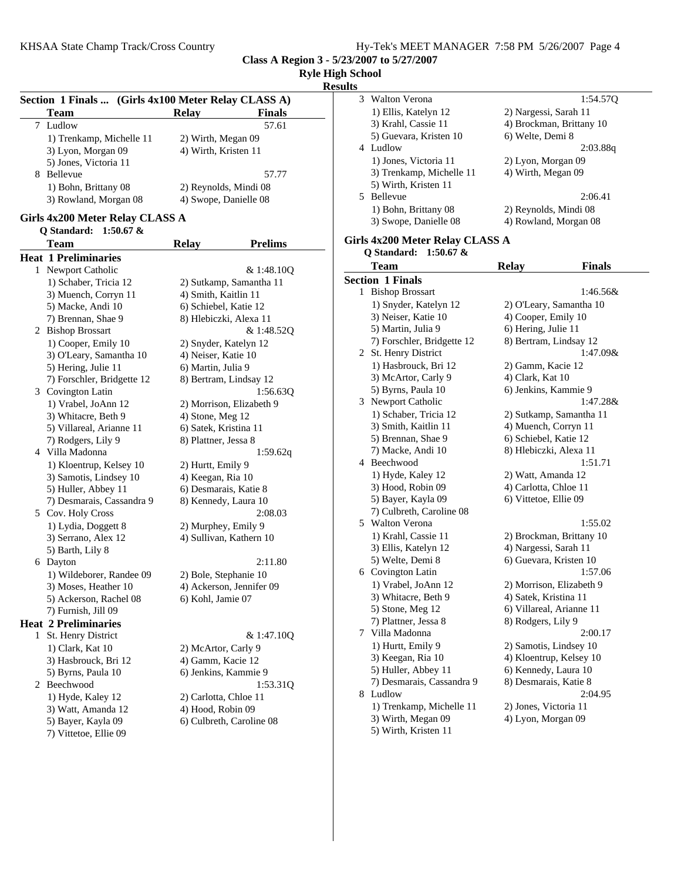## Class A Region 3 - 5/23/2007 to 5/27/2007

**Ryle High School**

**Results**

### Section 1 Finals ... (Girls 4x100 Meter Relay CLASS A)

| | Team | Relay | Finals |
|---|---|---|---|
| 7 | Ludlow | | 57.61 |
| | 1) Trenkamp, Michelle 11 | 2) Wirth, Megan 09 | |
| | 3) Lyon, Morgan 09 | 4) Wirth, Kristen 11 | |
| | 5) Jones, Victoria 11 | | |
| 8 | Bellevue | | 57.77 |
| | 1) Bohn, Brittany 08 | 2) Reynolds, Mindi 08 | |
| | 3) Rowland, Morgan 08 | 4) Swope, Danielle 08 | |

### Girls 4x200 Meter Relay CLASS A

**Q Standard: 1:50.67 &**

| | Team | Relay | Prelims |
|---|---|---|---|
| **Heat 1 Preliminaries** | | | |
| 1 | Newport Catholic | | & 1:48.10Q |
| | 1) Schaber, Tricia 12 | 2) Sutkamp, Samantha 11 | |
| | 3) Muench, Corryn 11 | 4) Smith, Kaitlin 11 | |
| | 5) Macke, Andi 10 | 6) Schiebel, Katie 12 | |
| | 7) Brennan, Shae 9 | 8) Hlebiczki, Alexa 11 | |
| 2 | Bishop Brossart | | & 1:48.52Q |
| | 1) Cooper, Emily 10 | 2) Snyder, Katelyn 12 | |
| | 3) O'Leary, Samantha 10 | 4) Neiser, Katie 10 | |
| | 5) Hering, Julie 11 | 6) Martin, Julia 9 | |
| | 7) Forschler, Bridgette 12 | 8) Bertram, Lindsay 12 | |
| 3 | Covington Latin | | 1:56.63Q |
| | 1) Vrabel, JoAnn 12 | 2) Morrison, Elizabeth 9 | |
| | 3) Whitacre, Beth 9 | 4) Stone, Meg 12 | |
| | 5) Villareal, Arianne 11 | 6) Satek, Kristina 11 | |
| | 7) Rodgers, Lily 9 | 8) Plattner, Jessa 8 | |
| 4 | Villa Madonna | | 1:59.62q |
| | 1) Kloentrup, Kelsey 10 | 2) Hurtt, Emily 9 | |
| | 3) Samotis, Lindsey 10 | 4) Keegan, Ria 10 | |
| | 5) Huller, Abbey 11 | 6) Desmarais, Katie 8 | |
| | 7) Desmarais, Cassandra 9 | 8) Kennedy, Laura 10 | |
| 5 | Cov. Holy Cross | | 2:08.03 |
| | 1) Lydia, Doggett 8 | 2) Murphey, Emily 9 | |
| | 3) Serrano, Alex 12 | 4) Sullivan, Kathern 10 | |
| | 5) Barth, Lily 8 | | |
| 6 | Dayton | | 2:11.80 |
| | 1) Wildeborer, Randee 09 | 2) Bole, Stephanie 10 | |
| | 3) Moses, Heather 10 | 4) Ackerson, Jennifer 09 | |
| | 5) Ackerson, Rachel 08 | 6) Kohl, Jamie 07 | |
| | 7) Furnish, Jill 09 | | |
| **Heat 2 Preliminaries** | | | |
| 1 | St. Henry District | | & 1:47.10Q |
| | 1) Clark, Kat 10 | 2) McArtor, Carly 9 | |
| | 3) Hasbrouck, Bri 12 | 4) Gamm, Kacie 12 | |
| | 5) Byrns, Paula 10 | 6) Jenkins, Kammie 9 | |
| 2 | Beechwood | | 1:53.31Q |
| | 1) Hyde, Kaley 12 | 2) Carlotta, Chloe 11 | |
| | 3) Watt, Amanda 12 | 4) Hood, Robin 09 | |
| | 5) Bayer, Kayla 09 | 6) Culbreth, Caroline 08 | |
| | 7) Vittetoe, Ellie 09 | | |
| 3 | Walton Verona | | 1:54.57Q |
| | 1) Ellis, Katelyn 12 | 2) Nargessi, Sarah 11 | |
| | 3) Krahl, Cassie 11 | 4) Brockman, Brittany 10 | |
| | 5) Guevara, Kristen 10 | 6) Welte, Demi 8 | |
| 4 | Ludlow | | 2:03.88q |
| | 1) Jones, Victoria 11 | 2) Lyon, Morgan 09 | |
| | 3) Trenkamp, Michelle 11 | 4) Wirth, Megan 09 | |
| | 5) Wirth, Kristen 11 | | |
| 5 | Bellevue | | 2:06.41 |
| | 1) Bohn, Brittany 08 | 2) Reynolds, Mindi 08 | |
| | 3) Swope, Danielle 08 | 4) Rowland, Morgan 08 | |

### Girls 4x200 Meter Relay CLASS A

**Q Standard: 1:50.67 &**

| | Team | Relay | Finals |
|---|---|---|---|
| **Section 1 Finals** | | | |
| 1 | Bishop Brossart | | 1:46.56& |
| | 1) Snyder, Katelyn 12 | 2) O'Leary, Samantha 10 | |
| | 3) Neiser, Katie 10 | 4) Cooper, Emily 10 | |
| | 5) Martin, Julia 9 | 6) Hering, Julie 11 | |
| | 7) Forschler, Bridgette 12 | 8) Bertram, Lindsay 12 | |
| 2 | St. Henry District | | 1:47.09& |
| | 1) Hasbrouck, Bri 12 | 2) Gamm, Kacie 12 | |
| | 3) McArtor, Carly 9 | 4) Clark, Kat 10 | |
| | 5) Byrns, Paula 10 | 6) Jenkins, Kammie 9 | |
| 3 | Newport Catholic | | 1:47.28& |
| | 1) Schaber, Tricia 12 | 2) Sutkamp, Samantha 11 | |
| | 3) Smith, Kaitlin 11 | 4) Muench, Corryn 11 | |
| | 5) Brennan, Shae 9 | 6) Schiebel, Katie 12 | |
| | 7) Macke, Andi 10 | 8) Hlebiczki, Alexa 11 | |
| 4 | Beechwood | | 1:51.71 |
| | 1) Hyde, Kaley 12 | 2) Watt, Amanda 12 | |
| | 3) Hood, Robin 09 | 4) Carlotta, Chloe 11 | |
| | 5) Bayer, Kayla 09 | 6) Vittetoe, Ellie 09 | |
| | 7) Culbreth, Caroline 08 | | |
| 5 | Walton Verona | | 1:55.02 |
| | 1) Krahl, Cassie 11 | 2) Brockman, Brittany 10 | |
| | 3) Ellis, Katelyn 12 | 4) Nargessi, Sarah 11 | |
| | 5) Welte, Demi 8 | 6) Guevara, Kristen 10 | |
| 6 | Covington Latin | | 1:57.06 |
| | 1) Vrabel, JoAnn 12 | 2) Morrison, Elizabeth 9 | |
| | 3) Whitacre, Beth 9 | 4) Satek, Kristina 11 | |
| | 5) Stone, Meg 12 | 6) Villareal, Arianne 11 | |
| | 7) Plattner, Jessa 8 | 8) Rodgers, Lily 9 | |
| 7 | Villa Madonna | | 2:00.17 |
| | 1) Hurtt, Emily 9 | 2) Samotis, Lindsey 10 | |
| | 3) Keegan, Ria 10 | 4) Kloentrup, Kelsey 10 | |
| | 5) Huller, Abbey 11 | 6) Kennedy, Laura 10 | |
| | 7) Desmarais, Cassandra 9 | 8) Desmarais, Katie 8 | |
| 8 | Ludlow | | 2:04.95 |
| | 1) Trenkamp, Michelle 11 | 2) Jones, Victoria 11 | |
| | 3) Wirth, Megan 09 | 4) Lyon, Morgan 09 | |
| | 5) Wirth, Kristen 11 | | |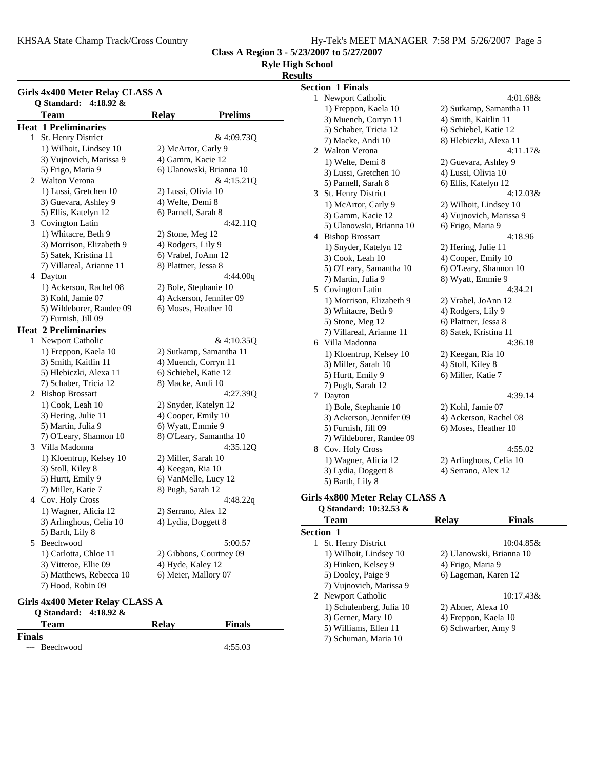**Class A Region 3 - 5/23/2007 to 5/27/2007**

**Ryle High School**

**Results**

## Girls 4x400 Meter Relay CLASS A

**Q Standard: 4:18.92 &**

| Team | Relay | Prelims |
|---|---|---|

**Heat 1 Preliminaries**

1 St. Henry District — & 4:09.73Q
- 1) Wilhoit, Lindsey 10
- 2) McArtor, Carly 9
- 3) Vujnovich, Marissa 9
- 4) Gamm, Kacie 12
- 5) Frigo, Maria 9
- 6) Ulanowski, Brianna 10

2 Walton Verona — & 4:15.21Q
- 1) Lussi, Gretchen 10
- 2) Lussi, Olivia 10
- 3) Guevara, Ashley 9
- 4) Welte, Demi 8
- 5) Ellis, Katelyn 12
- 6) Parnell, Sarah 8

3 Covington Latin — 4:42.11Q
- 1) Whitacre, Beth 9
- 2) Stone, Meg 12
- 3) Morrison, Elizabeth 9
- 4) Rodgers, Lily 9
- 5) Satek, Kristina 11
- 6) Vrabel, JoAnn 12
- 7) Villareal, Arianne 11
- 8) Plattner, Jessa 8

4 Dayton — 4:44.00q
- 1) Ackerson, Rachel 08
- 2) Bole, Stephanie 10
- 3) Kohl, Jamie 07
- 4) Ackerson, Jennifer 09
- 5) Wildeborer, Randee 09
- 6) Moses, Heather 10
- 7) Furnish, Jill 09

**Heat 2 Preliminaries**

1 Newport Catholic — & 4:10.35Q
- 1) Freppon, Kaela 10
- 2) Sutkamp, Samantha 11
- 3) Smith, Kaitlin 11
- 4) Muench, Corryn 11
- 5) Hlebiczki, Alexa 11
- 6) Schiebel, Katie 12
- 7) Schaber, Tricia 12
- 8) Macke, Andi 10

2 Bishop Brossart — 4:27.39Q
- 1) Cook, Leah 10
- 2) Snyder, Katelyn 12
- 3) Hering, Julie 11
- 4) Cooper, Emily 10
- 5) Martin, Julia 9
- 6) Wyatt, Emmie 9
- 7) O'Leary, Shannon 10
- 8) O'Leary, Samantha 10

3 Villa Madonna — 4:35.12Q
- 1) Kloentrup, Kelsey 10
- 2) Miller, Sarah 10
- 3) Stoll, Kiley 8
- 4) Keegan, Ria 10
- 5) Hurtt, Emily 9
- 6) VanMelle, Lucy 12
- 7) Miller, Katie 7
- 8) Pugh, Sarah 12

4 Cov. Holy Cross — 4:48.22q
- 1) Wagner, Alicia 12
- 2) Serrano, Alex 12
- 3) Arlinghous, Celia 10
- 4) Lydia, Doggett 8
- 5) Barth, Lily 8

5 Beechwood — 5:00.57
- 1) Carlotta, Chloe 11
- 2) Gibbons, Courtney 09
- 3) Vittetoe, Ellie 09
- 4) Hyde, Kaley 12
- 5) Matthews, Rebecca 10
- 6) Meier, Mallory 07
- 7) Hood, Robin 09

## Girls 4x400 Meter Relay CLASS A

**Q Standard: 4:18.92 &**

| Team | Relay | Finals |
|---|---|---|

**Finals**

--- Beechwood — 4:55.03

**Section 1 Finals**

1 Newport Catholic — 4:01.68&
- 1) Freppon, Kaela 10
- 2) Sutkamp, Samantha 11
- 3) Muench, Corryn 11
- 4) Smith, Kaitlin 11
- 5) Schaber, Tricia 12
- 6) Schiebel, Katie 12
- 7) Macke, Andi 10
- 8) Hlebiczki, Alexa 11

2 Walton Verona — 4:11.17&
- 1) Welte, Demi 8
- 2) Guevara, Ashley 9
- 3) Lussi, Gretchen 10
- 4) Lussi, Olivia 10
- 5) Parnell, Sarah 8
- 6) Ellis, Katelyn 12

3 St. Henry District — 4:12.03&
- 1) McArtor, Carly 9
- 2) Wilhoit, Lindsey 10
- 3) Gamm, Kacie 12
- 4) Vujnovich, Marissa 9
- 5) Ulanowski, Brianna 10
- 6) Frigo, Maria 9

4 Bishop Brossart — 4:18.96
- 1) Snyder, Katelyn 12
- 2) Hering, Julie 11
- 3) Cook, Leah 10
- 4) Cooper, Emily 10
- 5) O'Leary, Samantha 10
- 6) O'Leary, Shannon 10
- 7) Martin, Julia 9
- 8) Wyatt, Emmie 9

5 Covington Latin — 4:34.21
- 1) Morrison, Elizabeth 9
- 2) Vrabel, JoAnn 12
- 3) Whitacre, Beth 9
- 4) Rodgers, Lily 9
- 5) Stone, Meg 12
- 6) Plattner, Jessa 8
- 7) Villareal, Arianne 11
- 8) Satek, Kristina 11

6 Villa Madonna — 4:36.18
- 1) Kloentrup, Kelsey 10
- 2) Keegan, Ria 10
- 3) Miller, Sarah 10
- 4) Stoll, Kiley 8
- 5) Hurtt, Emily 9
- 6) Miller, Katie 7
- 7) Pugh, Sarah 12

7 Dayton — 4:39.14
- 1) Bole, Stephanie 10
- 2) Kohl, Jamie 07
- 3) Ackerson, Jennifer 09
- 4) Ackerson, Rachel 08
- 5) Furnish, Jill 09
- 6) Moses, Heather 10
- 7) Wildeborer, Randee 09

8 Cov. Holy Cross — 4:55.02
- 1) Wagner, Alicia 12
- 2) Arlinghous, Celia 10
- 3) Lydia, Doggett 8
- 4) Serrano, Alex 12
- 5) Barth, Lily 8

## Girls 4x800 Meter Relay CLASS A

**Q Standard: 10:32.53 &**

| Team | Relay | Finals |
|---|---|---|

**Section 1**

1 St. Henry District — 10:04.85&
- 1) Wilhoit, Lindsey 10
- 2) Ulanowski, Brianna 10
- 3) Hinken, Kelsey 9
- 4) Frigo, Maria 9
- 5) Dooley, Paige 9
- 6) Lageman, Karen 12
- 7) Vujnovich, Marissa 9

2 Newport Catholic — 10:17.43&
- 1) Schulenberg, Julia 10
- 2) Abner, Alexa 10
- 3) Gerner, Mary 10
- 4) Freppon, Kaela 10
- 5) Williams, Ellen 11
- 6) Schwarber, Amy 9
- 7) Schuman, Maria 10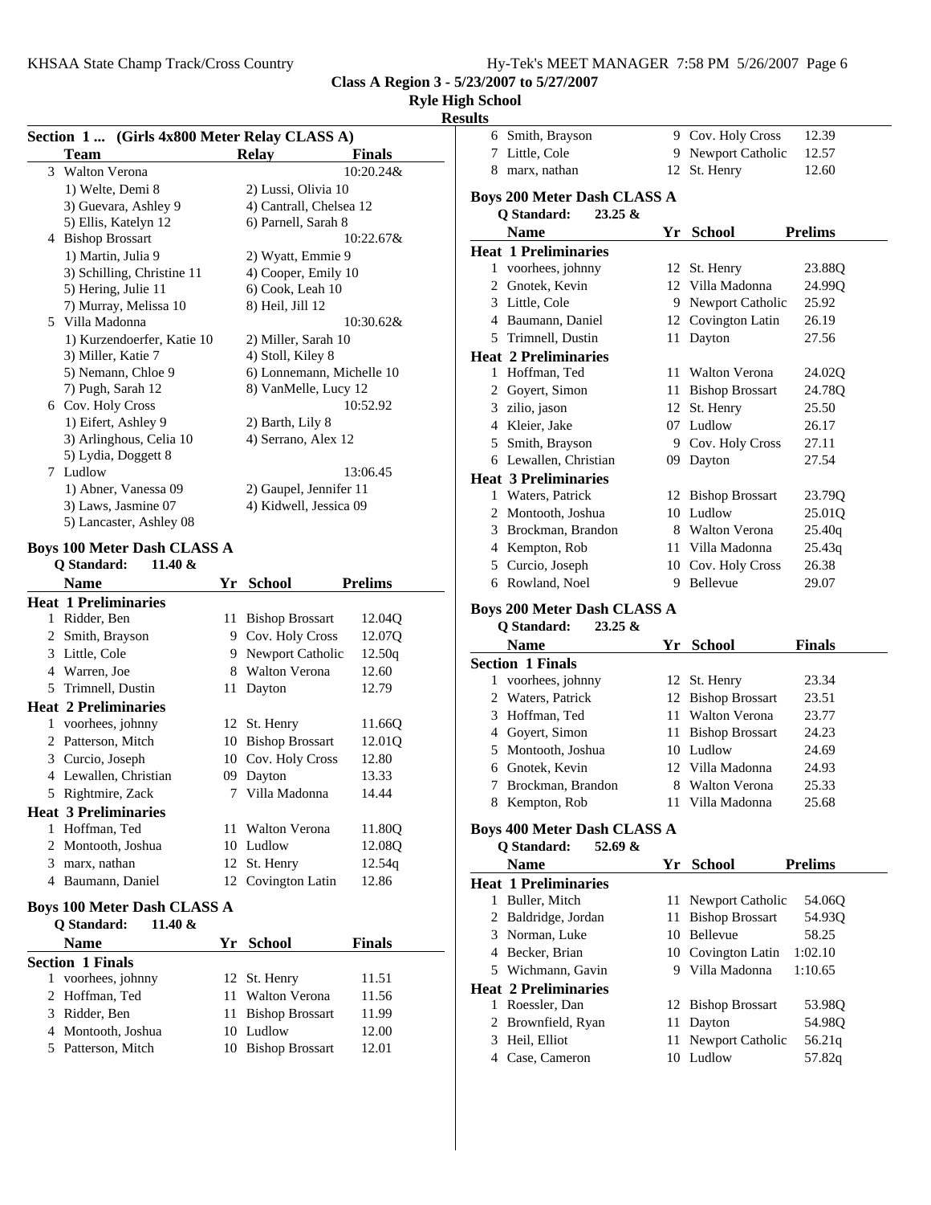## Section 1 ... (Girls 4x800 Meter Relay CLASS A)

| | Team | Relay | Finals |
|---|---|---|---|
| 3 | Walton Verona | | 10:20.24& |
| | 1) Welte, Demi 8 | 2) Lussi, Olivia 10 | |
| | 3) Guevara, Ashley 9 | 4) Cantrall, Chelsea 12 | |
| | 5) Ellis, Katelyn 12 | 6) Parnell, Sarah 8 | |
| 4 | Bishop Brossart | | 10:22.67& |
| | 1) Martin, Julia 9 | 2) Wyatt, Emmie 9 | |
| | 3) Schilling, Christine 11 | 4) Cooper, Emily 10 | |
| | 5) Hering, Julie 11 | 6) Cook, Leah 10 | |
| | 7) Murray, Melissa 10 | 8) Heil, Jill 12 | |
| 5 | Villa Madonna | | 10:30.62& |
| | 1) Kurzendoerfer, Katie 10 | 2) Miller, Sarah 10 | |
| | 3) Miller, Katie 7 | 4) Stoll, Kiley 8 | |
| | 5) Nemann, Chloe 9 | 6) Lonnemann, Michelle 10 | |
| | 7) Pugh, Sarah 12 | 8) VanMelle, Lucy 12 | |
| 6 | Cov. Holy Cross | | 10:52.92 |
| | 1) Eifert, Ashley 9 | 2) Barth, Lily 8 | |
| | 3) Arlinghous, Celia 10 | 4) Serrano, Alex 12 | |
| | 5) Lydia, Doggett 8 | | |
| 7 | Ludlow | | 13:06.45 |
| | 1) Abner, Vanessa 09 | 2) Gaupel, Jennifer 11 | |
| | 3) Laws, Jasmine 07 | 4) Kidwell, Jessica 09 | |
| | 5) Lancaster, Ashley 08 | | |

## Boys 100 Meter Dash CLASS A

Q Standard: 11.40 &

| | Name | Yr | School | Prelims |
|---|---|---|---|---|
| **Heat 1 Preliminaries** | | | | |
| 1 | Ridder, Ben | 11 | Bishop Brossart | 12.04Q |
| 2 | Smith, Brayson | 9 | Cov. Holy Cross | 12.07Q |
| 3 | Little, Cole | 9 | Newport Catholic | 12.50q |
| 4 | Warren, Joe | 8 | Walton Verona | 12.60 |
| 5 | Trimnell, Dustin | 11 | Dayton | 12.79 |
| **Heat 2 Preliminaries** | | | | |
| 1 | voorhees, johnny | 12 | St. Henry | 11.66Q |
| 2 | Patterson, Mitch | 10 | Bishop Brossart | 12.01Q |
| 3 | Curcio, Joseph | 10 | Cov. Holy Cross | 12.80 |
| 4 | Lewallen, Christian | 09 | Dayton | 13.33 |
| 5 | Rightmire, Zack | 7 | Villa Madonna | 14.44 |
| **Heat 3 Preliminaries** | | | | |
| 1 | Hoffman, Ted | 11 | Walton Verona | 11.80Q |
| 2 | Montooth, Joshua | 10 | Ludlow | 12.08Q |
| 3 | marx, nathan | 12 | St. Henry | 12.54q |
| 4 | Baumann, Daniel | 12 | Covington Latin | 12.86 |

## Boys 100 Meter Dash CLASS A

Q Standard: 11.40 &

| | Name | Yr | School | Finals |
|---|---|---|---|---|
| **Section 1 Finals** | | | | |
| 1 | voorhees, johnny | 12 | St. Henry | 11.51 |
| 2 | Hoffman, Ted | 11 | Walton Verona | 11.56 |
| 3 | Ridder, Ben | 11 | Bishop Brossart | 11.99 |
| 4 | Montooth, Joshua | 10 | Ludlow | 12.00 |
| 5 | Patterson, Mitch | 10 | Bishop Brossart | 12.01 |
| 6 | Smith, Brayson | 9 | Cov. Holy Cross | 12.39 |
| 7 | Little, Cole | 9 | Newport Catholic | 12.57 |
| 8 | marx, nathan | 12 | St. Henry | 12.60 |

## Boys 200 Meter Dash CLASS A

Q Standard: 23.25 &

| | Name | Yr | School | Prelims |
|---|---|---|---|---|
| **Heat 1 Preliminaries** | | | | |
| 1 | voorhees, johnny | 12 | St. Henry | 23.88Q |
| 2 | Gnotek, Kevin | 12 | Villa Madonna | 24.99Q |
| 3 | Little, Cole | 9 | Newport Catholic | 25.92 |
| 4 | Baumann, Daniel | 12 | Covington Latin | 26.19 |
| 5 | Trimnell, Dustin | 11 | Dayton | 27.56 |
| **Heat 2 Preliminaries** | | | | |
| 1 | Hoffman, Ted | 11 | Walton Verona | 24.02Q |
| 2 | Goyert, Simon | 11 | Bishop Brossart | 24.78Q |
| 3 | zilio, jason | 12 | St. Henry | 25.50 |
| 4 | Kleier, Jake | 07 | Ludlow | 26.17 |
| 5 | Smith, Brayson | 9 | Cov. Holy Cross | 27.11 |
| 6 | Lewallen, Christian | 09 | Dayton | 27.54 |
| **Heat 3 Preliminaries** | | | | |
| 1 | Waters, Patrick | 12 | Bishop Brossart | 23.79Q |
| 2 | Montooth, Joshua | 10 | Ludlow | 25.01Q |
| 3 | Brockman, Brandon | 8 | Walton Verona | 25.40q |
| 4 | Kempton, Rob | 11 | Villa Madonna | 25.43q |
| 5 | Curcio, Joseph | 10 | Cov. Holy Cross | 26.38 |
| 6 | Rowland, Noel | 9 | Bellevue | 29.07 |

## Boys 200 Meter Dash CLASS A

Q Standard: 23.25 &

| | Name | Yr | School | Finals |
|---|---|---|---|---|
| **Section 1 Finals** | | | | |
| 1 | voorhees, johnny | 12 | St. Henry | 23.34 |
| 2 | Waters, Patrick | 12 | Bishop Brossart | 23.51 |
| 3 | Hoffman, Ted | 11 | Walton Verona | 23.77 |
| 4 | Goyert, Simon | 11 | Bishop Brossart | 24.23 |
| 5 | Montooth, Joshua | 10 | Ludlow | 24.69 |
| 6 | Gnotek, Kevin | 12 | Villa Madonna | 24.93 |
| 7 | Brockman, Brandon | 8 | Walton Verona | 25.33 |
| 8 | Kempton, Rob | 11 | Villa Madonna | 25.68 |

## Boys 400 Meter Dash CLASS A

Q Standard: 52.69 &

| | Name | Yr | School | Prelims |
|---|---|---|---|---|
| **Heat 1 Preliminaries** | | | | |
| 1 | Buller, Mitch | 11 | Newport Catholic | 54.06Q |
| 2 | Baldridge, Jordan | 11 | Bishop Brossart | 54.93Q |
| 3 | Norman, Luke | 10 | Bellevue | 58.25 |
| 4 | Becker, Brian | 10 | Covington Latin | 1:02.10 |
| 5 | Wichmann, Gavin | 9 | Villa Madonna | 1:10.65 |
| **Heat 2 Preliminaries** | | | | |
| 1 | Roessler, Dan | 12 | Bishop Brossart | 53.98Q |
| 2 | Brownfield, Ryan | 11 | Dayton | 54.98Q |
| 3 | Heil, Elliot | 11 | Newport Catholic | 56.21q |
| 4 | Case, Cameron | 10 | Ludlow | 57.82q |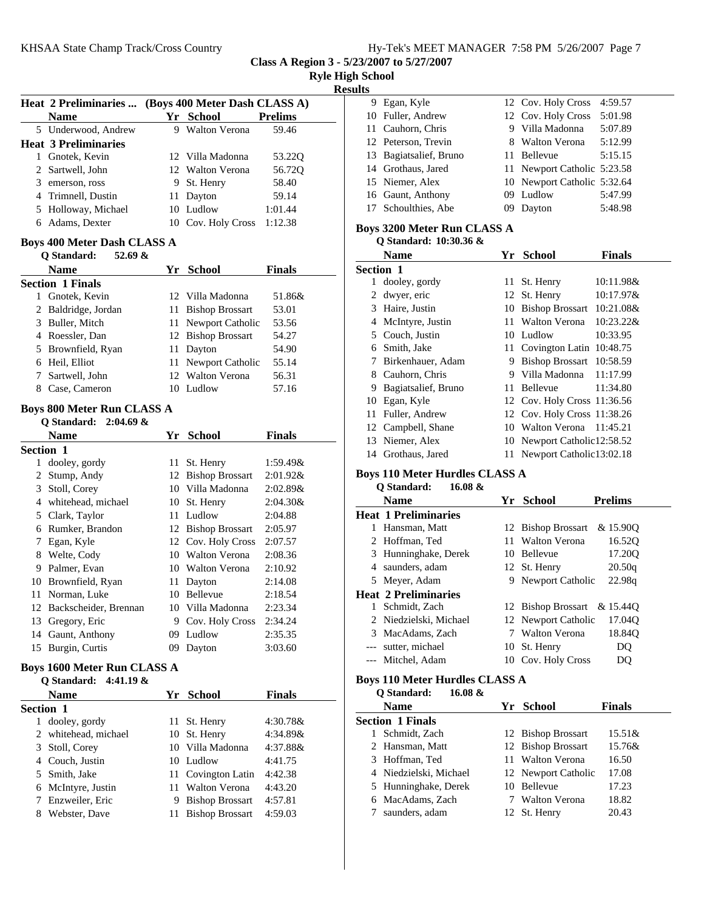**Class A Region 3 - 5/23/2007 to 5/27/2007**

**Ryle High School**

**Results**

### Heat 2 Preliminaries ... (Boys 400 Meter Dash CLASS A)

| | Name | Yr | School | Prelims |
|---|---|---|---|---|
| 5 | Underwood, Andrew | 9 | Walton Verona | 59.46 |
| **Heat 3 Preliminaries** | | | | |
| 1 | Gnotek, Kevin | 12 | Villa Madonna | 53.22Q |
| 2 | Sartwell, John | 12 | Walton Verona | 56.72Q |
| 3 | emerson, ross | 9 | St. Henry | 58.40 |
| 4 | Trimnell, Dustin | 11 | Dayton | 59.14 |
| 5 | Holloway, Michael | 10 | Ludlow | 1:01.44 |
| 6 | Adams, Dexter | 10 | Cov. Holy Cross | 1:12.38 |

### Boys 400 Meter Dash CLASS A

Q Standard: 52.69 &

| | Name | Yr | School | Finals |
|---|---|---|---|---|
| **Section 1 Finals** | | | | |
| 1 | Gnotek, Kevin | 12 | Villa Madonna | 51.86& |
| 2 | Baldridge, Jordan | 11 | Bishop Brossart | 53.01 |
| 3 | Buller, Mitch | 11 | Newport Catholic | 53.56 |
| 4 | Roessler, Dan | 12 | Bishop Brossart | 54.27 |
| 5 | Brownfield, Ryan | 11 | Dayton | 54.90 |
| 6 | Heil, Elliot | 11 | Newport Catholic | 55.14 |
| 7 | Sartwell, John | 12 | Walton Verona | 56.31 |
| 8 | Case, Cameron | 10 | Ludlow | 57.16 |

### Boys 800 Meter Run CLASS A

Q Standard: 2:04.69 &

| | Name | Yr | School | Finals |
|---|---|---|---|---|
| **Section 1** | | | | |
| 1 | dooley, gordy | 11 | St. Henry | 1:59.49& |
| 2 | Stump, Andy | 12 | Bishop Brossart | 2:01.92& |
| 3 | Stoll, Corey | 10 | Villa Madonna | 2:02.89& |
| 4 | whitehead, michael | 10 | St. Henry | 2:04.30& |
| 5 | Clark, Taylor | 11 | Ludlow | 2:04.88 |
| 6 | Rumker, Brandon | 12 | Bishop Brossart | 2:05.97 |
| 7 | Egan, Kyle | 12 | Cov. Holy Cross | 2:07.57 |
| 8 | Welte, Cody | 10 | Walton Verona | 2:08.36 |
| 9 | Palmer, Evan | 10 | Walton Verona | 2:10.92 |
| 10 | Brownfield, Ryan | 11 | Dayton | 2:14.08 |
| 11 | Norman, Luke | 10 | Bellevue | 2:18.54 |
| 12 | Backscheider, Brennan | 10 | Villa Madonna | 2:23.34 |
| 13 | Gregory, Eric | 9 | Cov. Holy Cross | 2:34.24 |
| 14 | Gaunt, Anthony | 09 | Ludlow | 2:35.35 |
| 15 | Burgin, Curtis | 09 | Dayton | 3:03.60 |

### Boys 1600 Meter Run CLASS A

Q Standard: 4:41.19 &

| | Name | Yr | School | Finals |
|---|---|---|---|---|
| **Section 1** | | | | |
| 1 | dooley, gordy | 11 | St. Henry | 4:30.78& |
| 2 | whitehead, michael | 10 | St. Henry | 4:34.89& |
| 3 | Stoll, Corey | 10 | Villa Madonna | 4:37.88& |
| 4 | Couch, Justin | 10 | Ludlow | 4:41.75 |
| 5 | Smith, Jake | 11 | Covington Latin | 4:42.38 |
| 6 | McIntyre, Justin | 11 | Walton Verona | 4:43.20 |
| 7 | Enzweiler, Eric | 9 | Bishop Brossart | 4:57.81 |
| 8 | Webster, Dave | 11 | Bishop Brossart | 4:59.03 |
| 9 | Egan, Kyle | 12 | Cov. Holy Cross | 4:59.57 |
| 10 | Fuller, Andrew | 12 | Cov. Holy Cross | 5:01.98 |
| 11 | Cauhorn, Chris | 9 | Villa Madonna | 5:07.89 |
| 12 | Peterson, Trevin | 8 | Walton Verona | 5:12.99 |
| 13 | Bagiatsalief, Bruno | 11 | Bellevue | 5:15.15 |
| 14 | Grothaus, Jared | 11 | Newport Catholic | 5:23.58 |
| 15 | Niemer, Alex | 10 | Newport Catholic | 5:32.64 |
| 16 | Gaunt, Anthony | 09 | Ludlow | 5:47.99 |
| 17 | Schoulthies, Abe | 09 | Dayton | 5:48.98 |

### Boys 3200 Meter Run CLASS A

Q Standard: 10:30.36 &

| | Name | Yr | School | Finals |
|---|---|---|---|---|
| **Section 1** | | | | |
| 1 | dooley, gordy | 11 | St. Henry | 10:11.98& |
| 2 | dwyer, eric | 12 | St. Henry | 10:17.97& |
| 3 | Haire, Justin | 10 | Bishop Brossart | 10:21.08& |
| 4 | McIntyre, Justin | 11 | Walton Verona | 10:23.22& |
| 5 | Couch, Justin | 10 | Ludlow | 10:33.95 |
| 6 | Smith, Jake | 11 | Covington Latin | 10:48.75 |
| 7 | Birkenhauer, Adam | 9 | Bishop Brossart | 10:58.59 |
| 8 | Cauhorn, Chris | 9 | Villa Madonna | 11:17.99 |
| 9 | Bagiatsalief, Bruno | 11 | Bellevue | 11:34.80 |
| 10 | Egan, Kyle | 12 | Cov. Holy Cross | 11:36.56 |
| 11 | Fuller, Andrew | 12 | Cov. Holy Cross | 11:38.26 |
| 12 | Campbell, Shane | 10 | Walton Verona | 11:45.21 |
| 13 | Niemer, Alex | 10 | Newport Catholic | 12:58.52 |
| 14 | Grothaus, Jared | 11 | Newport Catholic | 13:02.18 |

### Boys 110 Meter Hurdles CLASS A

Q Standard: 16.08 &

| | Name | Yr | School | Prelims |
|---|---|---|---|---|
| **Heat 1 Preliminaries** | | | | |
| 1 | Hansman, Matt | 12 | Bishop Brossart | & 15.90Q |
| 2 | Hoffman, Ted | 11 | Walton Verona | 16.52Q |
| 3 | Hunninghake, Derek | 10 | Bellevue | 17.20Q |
| 4 | saunders, adam | 12 | St. Henry | 20.50q |
| 5 | Meyer, Adam | 9 | Newport Catholic | 22.98q |
| **Heat 2 Preliminaries** | | | | |
| 1 | Schmidt, Zach | 12 | Bishop Brossart | & 15.44Q |
| 2 | Niedzielski, Michael | 12 | Newport Catholic | 17.04Q |
| 3 | MacAdams, Zach | 7 | Walton Verona | 18.84Q |
| --- | sutter, michael | 10 | St. Henry | DQ |
| --- | Mitchel, Adam | 10 | Cov. Holy Cross | DQ |

### Boys 110 Meter Hurdles CLASS A

Q Standard: 16.08 &

| | Name | Yr | School | Finals |
|---|---|---|---|---|
| **Section 1 Finals** | | | | |
| 1 | Schmidt, Zach | 12 | Bishop Brossart | 15.51& |
| 2 | Hansman, Matt | 12 | Bishop Brossart | 15.76& |
| 3 | Hoffman, Ted | 11 | Walton Verona | 16.50 |
| 4 | Niedzielski, Michael | 12 | Newport Catholic | 17.08 |
| 5 | Hunninghake, Derek | 10 | Bellevue | 17.23 |
| 6 | MacAdams, Zach | 7 | Walton Verona | 18.82 |
| 7 | saunders, adam | 12 | St. Henry | 20.43 |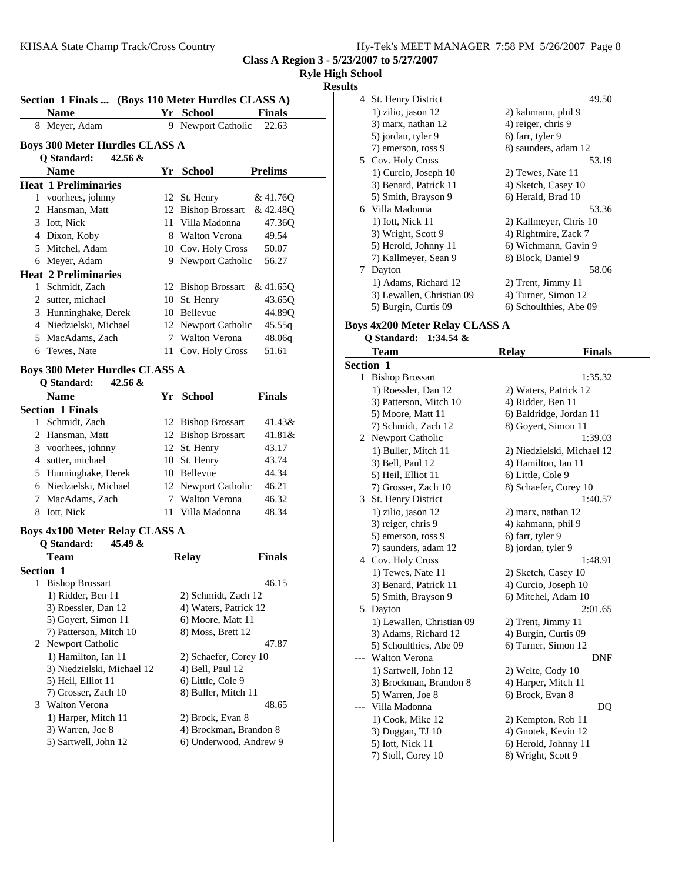Class A Region 3 - 5/23/2007 to 5/27/2007

Ryle High School

Results

## Section 1 Finals ... (Boys 110 Meter Hurdles CLASS A)

| | Name | Yr | School | Finals |
|---|---|---|---|---|
| 8 | Meyer, Adam | 9 | Newport Catholic | 22.63 |

## Boys 300 Meter Hurdles CLASS A

Q Standard: 42.56 &

| | Name | Yr | School | Prelims |
|---|---|---|---|---|
| **Heat 1 Preliminaries** | | | | |
| 1 | voorhees, johnny | 12 | St. Henry | & 41.76Q |
| 2 | Hansman, Matt | 12 | Bishop Brossart | & 42.48Q |
| 3 | Iott, Nick | 11 | Villa Madonna | 47.36Q |
| 4 | Dixon, Koby | 8 | Walton Verona | 49.54 |
| 5 | Mitchel, Adam | 10 | Cov. Holy Cross | 50.07 |
| 6 | Meyer, Adam | 9 | Newport Catholic | 56.27 |
| **Heat 2 Preliminaries** | | | | |
| 1 | Schmidt, Zach | 12 | Bishop Brossart | & 41.65Q |
| 2 | sutter, michael | 10 | St. Henry | 43.65Q |
| 3 | Hunninghake, Derek | 10 | Bellevue | 44.89Q |
| 4 | Niedzielski, Michael | 12 | Newport Catholic | 45.55q |
| 5 | MacAdams, Zach | 7 | Walton Verona | 48.06q |
| 6 | Tewes, Nate | 11 | Cov. Holy Cross | 51.61 |

## Boys 300 Meter Hurdles CLASS A

Q Standard: 42.56 &

| | Name | Yr | School | Finals |
|---|---|---|---|---|
| **Section 1 Finals** | | | | |
| 1 | Schmidt, Zach | 12 | Bishop Brossart | 41.43& |
| 2 | Hansman, Matt | 12 | Bishop Brossart | 41.81& |
| 3 | voorhees, johnny | 12 | St. Henry | 43.17 |
| 4 | sutter, michael | 10 | St. Henry | 43.74 |
| 5 | Hunninghake, Derek | 10 | Bellevue | 44.34 |
| 6 | Niedzielski, Michael | 12 | Newport Catholic | 46.21 |
| 7 | MacAdams, Zach | 7 | Walton Verona | 46.32 |
| 8 | Iott, Nick | 11 | Villa Madonna | 48.34 |

## Boys 4x100 Meter Relay CLASS A

Q Standard: 45.49 &

| | Team | Relay | Finals |
|---|---|---|---|
| **Section 1** | | | |
| 1 | Bishop Brossart | | 46.15 |
| | 1) Ridder, Ben 11 | 2) Schmidt, Zach 12 | |
| | 3) Roessler, Dan 12 | 4) Waters, Patrick 12 | |
| | 5) Goyert, Simon 11 | 6) Moore, Matt 11 | |
| | 7) Patterson, Mitch 10 | 8) Moss, Brett 12 | |
| 2 | Newport Catholic | | 47.87 |
| | 1) Hamilton, Ian 11 | 2) Schaefer, Corey 10 | |
| | 3) Niedzielski, Michael 12 | 4) Bell, Paul 12 | |
| | 5) Heil, Elliot 11 | 6) Little, Cole 9 | |
| | 7) Grosser, Zach 10 | 8) Buller, Mitch 11 | |
| 3 | Walton Verona | | 48.65 |
| | 1) Harper, Mitch 11 | 2) Brock, Evan 8 | |
| | 3) Warren, Joe 8 | 4) Brockman, Brandon 8 | |
| | 5) Sartwell, John 12 | 6) Underwood, Andrew 9 | |
| 4 | St. Henry District | | 49.50 |
| | 1) zilio, jason 12 | 2) kahmann, phil 9 | |
| | 3) marx, nathan 12 | 4) reiger, chris 9 | |
| | 5) jordan, tyler 9 | 6) farr, tyler 9 | |
| | 7) emerson, ross 9 | 8) saunders, adam 12 | |
| 5 | Cov. Holy Cross | | 53.19 |
| | 1) Curcio, Joseph 10 | 2) Tewes, Nate 11 | |
| | 3) Benard, Patrick 11 | 4) Sketch, Casey 10 | |
| | 5) Smith, Brayson 9 | 6) Herald, Brad 10 | |
| 6 | Villa Madonna | | 53.36 |
| | 1) Iott, Nick 11 | 2) Kallmeyer, Chris 10 | |
| | 3) Wright, Scott 9 | 4) Rightmire, Zack 7 | |
| | 5) Herold, Johnny 11 | 6) Wichmann, Gavin 9 | |
| | 7) Kallmeyer, Sean 9 | 8) Block, Daniel 9 | |
| 7 | Dayton | | 58.06 |
| | 1) Adams, Richard 12 | 2) Trent, Jimmy 11 | |
| | 3) Lewallen, Christian 09 | 4) Turner, Simon 12 | |
| | 5) Burgin, Curtis 09 | 6) Schoulthies, Abe 09 | |

## Boys 4x200 Meter Relay CLASS A

Q Standard: 1:34.54 &

| | Team | Relay | Finals |
|---|---|---|---|
| **Section 1** | | | |
| 1 | Bishop Brossart | | 1:35.32 |
| | 1) Roessler, Dan 12 | 2) Waters, Patrick 12 | |
| | 3) Patterson, Mitch 10 | 4) Ridder, Ben 11 | |
| | 5) Moore, Matt 11 | 6) Baldridge, Jordan 11 | |
| | 7) Schmidt, Zach 12 | 8) Goyert, Simon 11 | |
| 2 | Newport Catholic | | 1:39.03 |
| | 1) Buller, Mitch 11 | 2) Niedzielski, Michael 12 | |
| | 3) Bell, Paul 12 | 4) Hamilton, Ian 11 | |
| | 5) Heil, Elliot 11 | 6) Little, Cole 9 | |
| | 7) Grosser, Zach 10 | 8) Schaefer, Corey 10 | |
| 3 | St. Henry District | | 1:40.57 |
| | 1) zilio, jason 12 | 2) marx, nathan 12 | |
| | 3) reiger, chris 9 | 4) kahmann, phil 9 | |
| | 5) emerson, ross 9 | 6) farr, tyler 9 | |
| | 7) saunders, adam 12 | 8) jordan, tyler 9 | |
| 4 | Cov. Holy Cross | | 1:48.91 |
| | 1) Tewes, Nate 11 | 2) Sketch, Casey 10 | |
| | 3) Benard, Patrick 11 | 4) Curcio, Joseph 10 | |
| | 5) Smith, Brayson 9 | 6) Mitchel, Adam 10 | |
| 5 | Dayton | | 2:01.65 |
| | 1) Lewallen, Christian 09 | 2) Trent, Jimmy 11 | |
| | 3) Adams, Richard 12 | 4) Burgin, Curtis 09 | |
| | 5) Schoulthies, Abe 09 | 6) Turner, Simon 12 | |
| --- | Walton Verona | | DNF |
| | 1) Sartwell, John 12 | 2) Welte, Cody 10 | |
| | 3) Brockman, Brandon 8 | 4) Harper, Mitch 11 | |
| | 5) Warren, Joe 8 | 6) Brock, Evan 8 | |
| --- | Villa Madonna | | DQ |
| | 1) Cook, Mike 12 | 2) Kempton, Rob 11 | |
| | 3) Duggan, TJ 10 | 4) Gnotek, Kevin 12 | |
| | 5) Iott, Nick 11 | 6) Herold, Johnny 11 | |
| | 7) Stoll, Corey 10 | 8) Wright, Scott 9 | |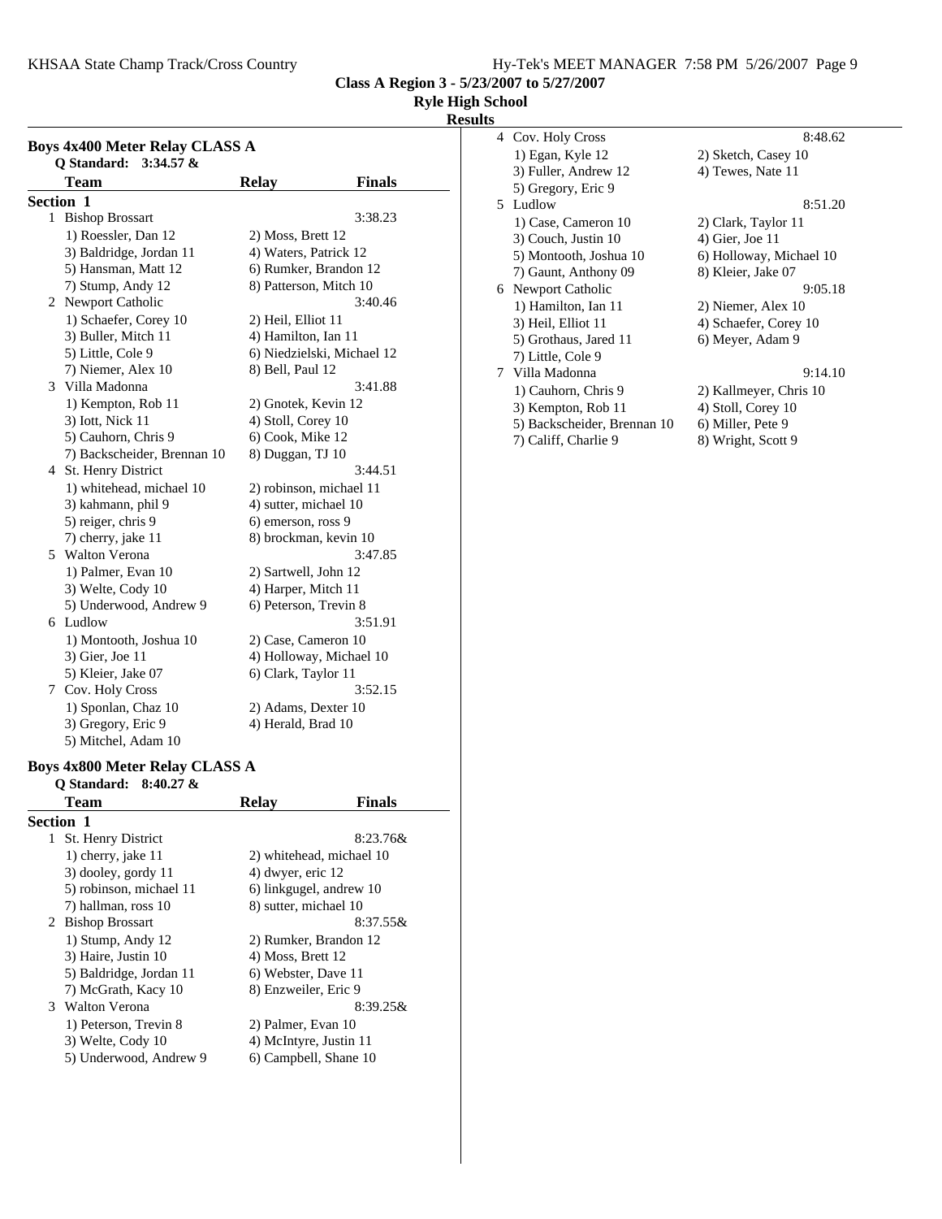**Class A Region 3 - 5/23/2007 to 5/27/2007**

**Ryle High School**

**Results**

### Boys 4x400 Meter Relay CLASS A

**Q Standard: 3:34.57 &**

| | Team | Relay | Finals |
|---|---|---|---|
| **Section 1** | | | |
| 1 | Bishop Brossart | | 3:38.23 |
| | 1) Roessler, Dan 12 | 2) Moss, Brett 12 | |
| | 3) Baldridge, Jordan 11 | 4) Waters, Patrick 12 | |
| | 5) Hansman, Matt 12 | 6) Rumker, Brandon 12 | |
| | 7) Stump, Andy 12 | 8) Patterson, Mitch 10 | |
| 2 | Newport Catholic | | 3:40.46 |
| | 1) Schaefer, Corey 10 | 2) Heil, Elliot 11 | |
| | 3) Buller, Mitch 11 | 4) Hamilton, Ian 11 | |
| | 5) Little, Cole 9 | 6) Niedzielski, Michael 12 | |
| | 7) Niemer, Alex 10 | 8) Bell, Paul 12 | |
| 3 | Villa Madonna | | 3:41.88 |
| | 1) Kempton, Rob 11 | 2) Gnotek, Kevin 12 | |
| | 3) Iott, Nick 11 | 4) Stoll, Corey 10 | |
| | 5) Cauhorn, Chris 9 | 6) Cook, Mike 12 | |
| | 7) Backscheider, Brennan 10 | 8) Duggan, TJ 10 | |
| 4 | St. Henry District | | 3:44.51 |
| | 1) whitehead, michael 10 | 2) robinson, michael 11 | |
| | 3) kahmann, phil 9 | 4) sutter, michael 10 | |
| | 5) reiger, chris 9 | 6) emerson, ross 9 | |
| | 7) cherry, jake 11 | 8) brockman, kevin 10 | |
| 5 | Walton Verona | | 3:47.85 |
| | 1) Palmer, Evan 10 | 2) Sartwell, John 12 | |
| | 3) Welte, Cody 10 | 4) Harper, Mitch 11 | |
| | 5) Underwood, Andrew 9 | 6) Peterson, Trevin 8 | |
| 6 | Ludlow | | 3:51.91 |
| | 1) Montooth, Joshua 10 | 2) Case, Cameron 10 | |
| | 3) Gier, Joe 11 | 4) Holloway, Michael 10 | |
| | 5) Kleier, Jake 07 | 6) Clark, Taylor 11 | |
| 7 | Cov. Holy Cross | | 3:52.15 |
| | 1) Sponlan, Chaz 10 | 2) Adams, Dexter 10 | |
| | 3) Gregory, Eric 9 | 4) Herald, Brad 10 | |
| | 5) Mitchel, Adam 10 | | |

### Boys 4x800 Meter Relay CLASS A

**Q Standard: 8:40.27 &**

| | Team | Relay | Finals |
|---|---|---|---|
| **Section 1** | | | |
| 1 | St. Henry District | | 8:23.76& |
| | 1) cherry, jake 11 | 2) whitehead, michael 10 | |
| | 3) dooley, gordy 11 | 4) dwyer, eric 12 | |
| | 5) robinson, michael 11 | 6) linkgugel, andrew 10 | |
| | 7) hallman, ross 10 | 8) sutter, michael 10 | |
| 2 | Bishop Brossart | | 8:37.55& |
| | 1) Stump, Andy 12 | 2) Rumker, Brandon 12 | |
| | 3) Haire, Justin 10 | 4) Moss, Brett 12 | |
| | 5) Baldridge, Jordan 11 | 6) Webster, Dave 11 | |
| | 7) McGrath, Kacy 10 | 8) Enzweiler, Eric 9 | |
| 3 | Walton Verona | | 8:39.25& |
| | 1) Peterson, Trevin 8 | 2) Palmer, Evan 10 | |
| | 3) Welte, Cody 10 | 4) McIntyre, Justin 11 | |
| | 5) Underwood, Andrew 9 | 6) Campbell, Shane 10 | |
| 4 | Cov. Holy Cross | | 8:48.62 |
| | 1) Egan, Kyle 12 | 2) Sketch, Casey 10 | |
| | 3) Fuller, Andrew 12 | 4) Tewes, Nate 11 | |
| | 5) Gregory, Eric 9 | | |
| 5 | Ludlow | | 8:51.20 |
| | 1) Case, Cameron 10 | 2) Clark, Taylor 11 | |
| | 3) Couch, Justin 10 | 4) Gier, Joe 11 | |
| | 5) Montooth, Joshua 10 | 6) Holloway, Michael 10 | |
| | 7) Gaunt, Anthony 09 | 8) Kleier, Jake 07 | |
| 6 | Newport Catholic | | 9:05.18 |
| | 1) Hamilton, Ian 11 | 2) Niemer, Alex 10 | |
| | 3) Heil, Elliot 11 | 4) Schaefer, Corey 10 | |
| | 5) Grothaus, Jared 11 | 6) Meyer, Adam 9 | |
| | 7) Little, Cole 9 | | |
| 7 | Villa Madonna | | 9:14.10 |
| | 1) Cauhorn, Chris 9 | 2) Kallmeyer, Chris 10 | |
| | 3) Kempton, Rob 11 | 4) Stoll, Corey 10 | |
| | 5) Backscheider, Brennan 10 | 6) Miller, Pete 9 | |
| | 7) Califf, Charlie 9 | 8) Wright, Scott 9 | |